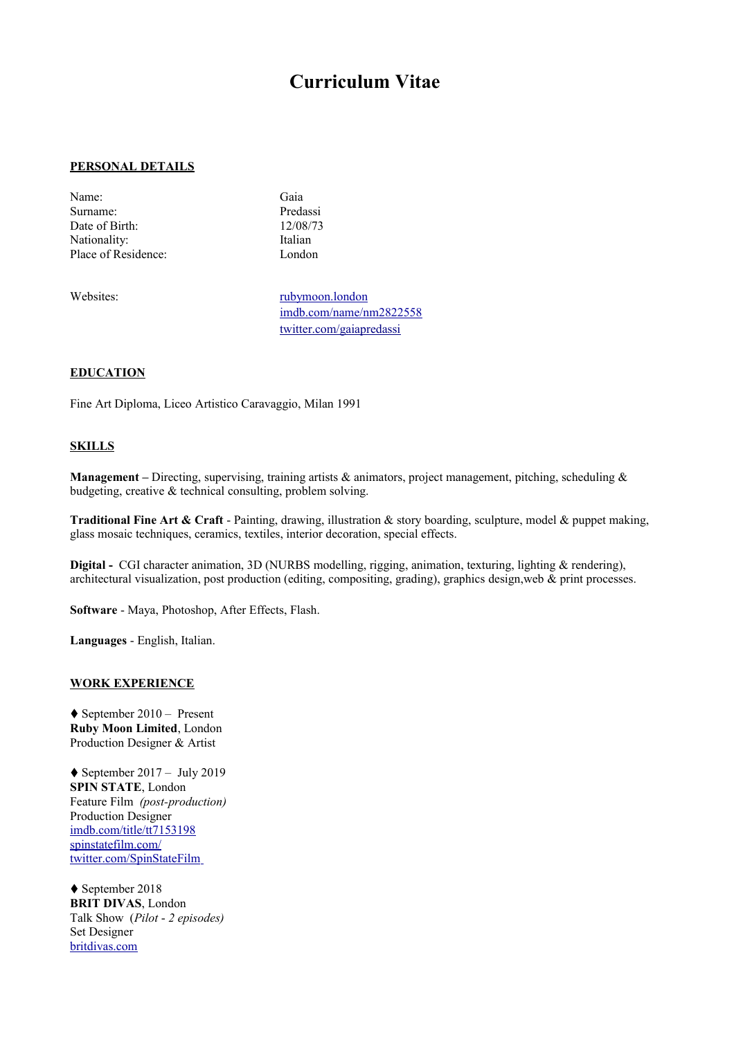# Curriculum Vitae

## PERSONAL DETAILS

| | |
|---|---|
| Name: | Gaia |
| Surname: | Predassi |
| Date of Birth: | 12/08/73 |
| Nationality: | Italian |
| Place of Residence: | London |

Websites:
rubymoon.london
imdb.com/name/nm2822558
twitter.com/gaiapredassi

## EDUCATION

Fine Art Diploma, Liceo Artistico Caravaggio, Milan 1991

## SKILLS

**Management –** Directing, supervising, training artists & animators, project management, pitching, scheduling & budgeting, creative & technical consulting, problem solving.

**Traditional Fine Art & Craft** - Painting, drawing, illustration & story boarding, sculpture, model & puppet making, glass mosaic techniques, ceramics, textiles, interior decoration, special effects.

**Digital -** CGI character animation, 3D (NURBS modelling, rigging, animation, texturing, lighting & rendering), architectural visualization, post production (editing, compositing, grading), graphics design,web & print processes.

**Software** - Maya, Photoshop, After Effects, Flash.

**Languages** - English, Italian.

## WORK EXPERIENCE

♦ September 2010 – Present
**Ruby Moon Limited**, London
Production Designer & Artist

♦ September 2017 – July 2019
**SPIN STATE**, London
Feature Film *(post-production)*
Production Designer
imdb.com/title/tt7153198
spinstatefilm.com/
twitter.com/SpinStateFilm

♦ September 2018
**BRIT DIVAS**, London
Talk Show (*Pilot - 2 episodes)*
Set Designer
britdivas.com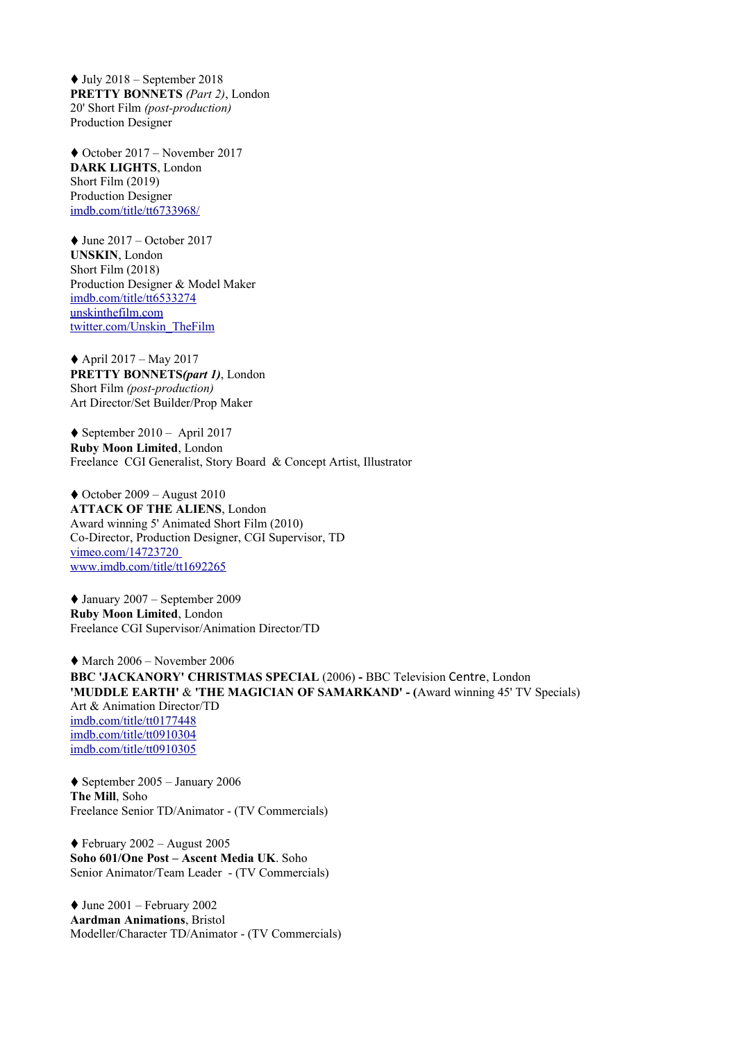♦ July 2018 – September 2018
**PRETTY BONNETS** *(Part 2)*, London
20' Short Film *(post-production)*
Production Designer

♦ October 2017 – November 2017
**DARK LIGHTS**, London
Short Film (2019)
Production Designer
imdb.com/title/tt6733968/

♦ June 2017 – October 2017
**UNSKIN**, London
Short Film (2018)
Production Designer & Model Maker
imdb.com/title/tt6533274
unskinthefilm.com
twitter.com/Unskin_TheFilm

♦ April 2017 – May 2017
**PRETTY BONNETS*(part 1)***, London
Short Film *(post-production)*
Art Director/Set Builder/Prop Maker

♦ September 2010 – April 2017
**Ruby Moon Limited**, London
Freelance CGI Generalist, Story Board & Concept Artist, Illustrator

♦ October 2009 – August 2010
**ATTACK OF THE ALIENS**, London
Award winning 5' Animated Short Film (2010)
Co-Director, Production Designer, CGI Supervisor, TD
vimeo.com/14723720
www.imdb.com/title/tt1692265

♦ January 2007 – September 2009
**Ruby Moon Limited**, London
Freelance CGI Supervisor/Animation Director/TD

♦ March 2006 – November 2006
**BBC 'JACKANORY' CHRISTMAS SPECIAL** (2006) **-** BBC Television Centre, London
**'MUDDLE EARTH'** & **'THE MAGICIAN OF SAMARKAND' - (**Award winning 45' TV Specials)
Art & Animation Director/TD
imdb.com/title/tt0177448
imdb.com/title/tt0910304
imdb.com/title/tt0910305

♦ September 2005 – January 2006
**The Mill**, Soho
Freelance Senior TD/Animator - (TV Commercials)

♦ February 2002 – August 2005
**Soho 601/One Post – Ascent Media UK**. Soho
Senior Animator/Team Leader - (TV Commercials)

♦ June 2001 – February 2002
**Aardman Animations**, Bristol
Modeller/Character TD/Animator - (TV Commercials)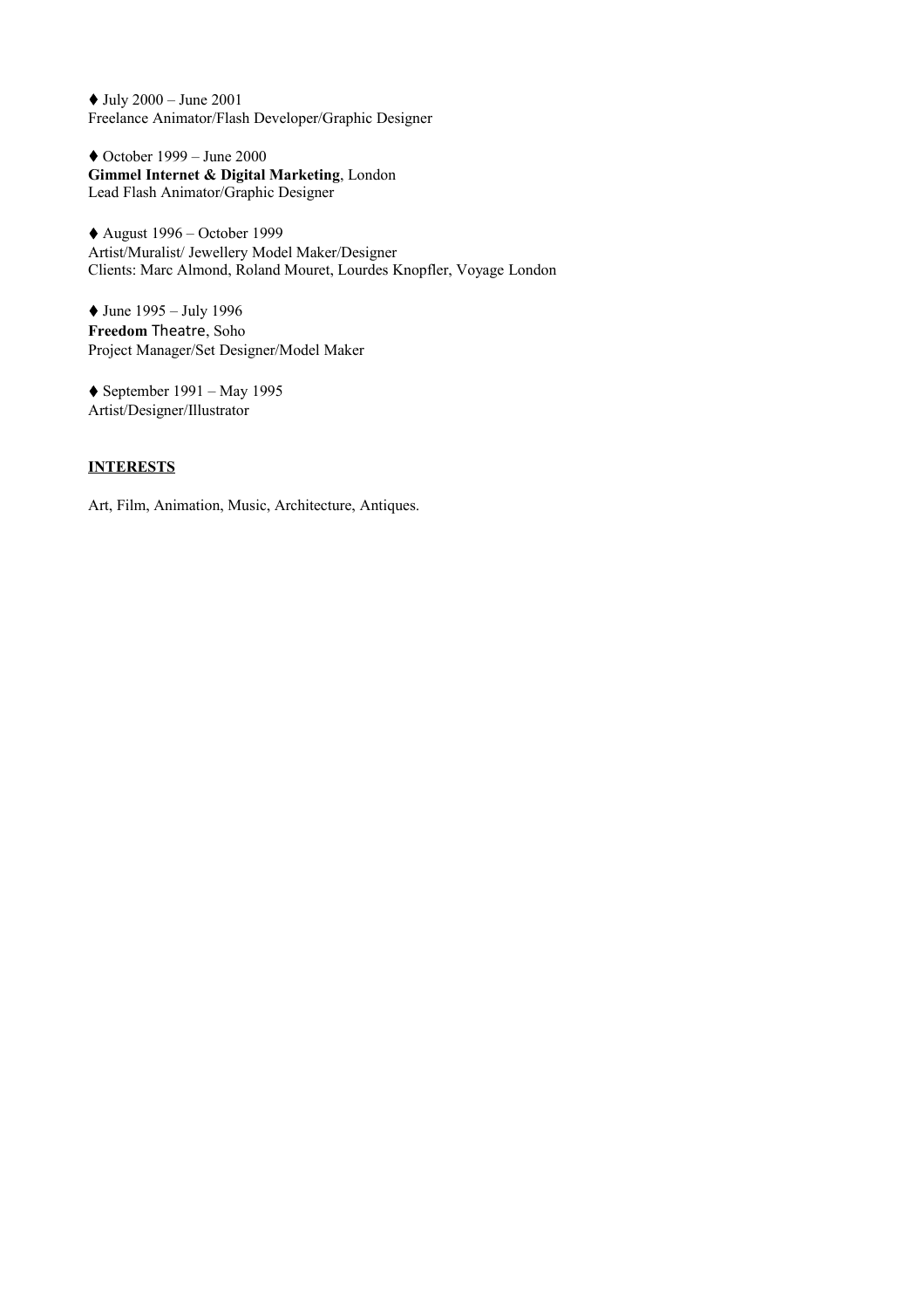♦ July 2000 – June 2001
Freelance Animator/Flash Developer/Graphic Designer

♦ October 1999 – June 2000
**Gimmel Internet & Digital Marketing**, London
Lead Flash Animator/Graphic Designer

♦ August 1996 – October 1999
Artist/Muralist/ Jewellery Model Maker/Designer
Clients: Marc Almond, Roland Mouret, Lourdes Knopfler, Voyage London

♦ June 1995 – July 1996
**Freedom** Theatre, Soho
Project Manager/Set Designer/Model Maker

♦ September 1991 – May 1995
Artist/Designer/Illustrator

## INTERESTS

Art, Film, Animation, Music, Architecture, Antiques.